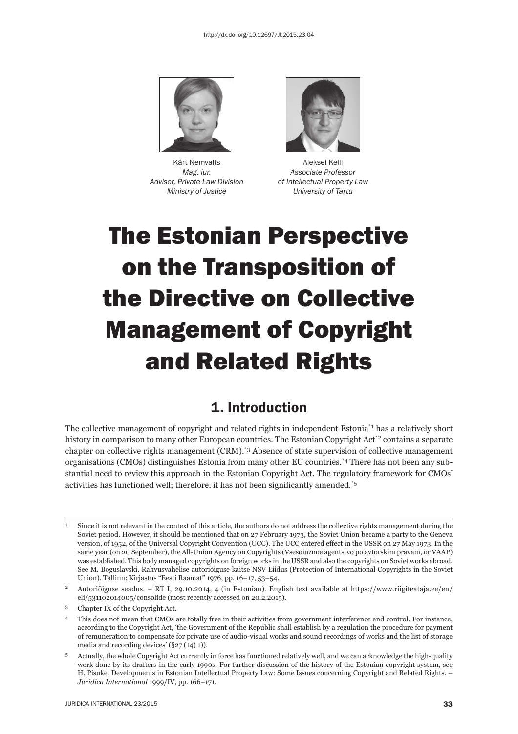http://dx.doi.org/10.12697/JI.2015.23.04

Kärt Nemvalts
*Mag. iur.*
*Adviser, Private Law Division*
*Ministry of Justice*

Aleksei Kelli
*Associate Professor*
*of Intellectual Property Law*
*University of Tartu*

# The Estonian Perspective on the Transposition of the Directive on Collective Management of Copyright and Related Rights

## 1. Introduction

The collective management of copyright and related rights in independent Estonia[*1] has a relatively short history in comparison to many other European countries. The Estonian Copyright Act[*2] contains a separate chapter on collective rights management (CRM).[*3] Absence of state supervision of collective management organisations (CMOs) distinguishes Estonia from many other EU countries.[*4] There has not been any substantial need to review this approach in the Estonian Copyright Act. The regulatory framework for CMOs' activities has functioned well; therefore, it has not been significantly amended.[*5]

---

1 Since it is not relevant in the context of this article, the authors do not address the collective rights management during the Soviet period. However, it should be mentioned that on 27 February 1973, the Soviet Union became a party to the Geneva version, of 1952, of the Universal Copyright Convention (UCC). The UCC entered effect in the USSR on 27 May 1973. In the same year (on 20 September), the All-Union Agency on Copyrights (Vsesoiuznoe agentstvo po avtorskim pravam, or VAAP) was established. This body managed copyrights on foreign works in the USSR and also the copyrights on Soviet works abroad. See M. Boguslavski. Rahvusvahelise autoriõiguse kaitse NSV Liidus (Protection of International Copyrights in the Soviet Union). Tallinn: Kirjastus "Eesti Raamat" 1976, pp. 16–17, 53–54.

2 Autoriõiguse seadus. – RT I, 29.10.2014, 4 (in Estonian). English text available at https://www.riigiteataja.ee/en/eli/531102014005/consolide (most recently accessed on 20.2.2015).

3 Chapter IX of the Copyright Act.

4 This does not mean that CMOs are totally free in their activities from government interference and control. For instance, according to the Copyright Act, 'the Government of the Republic shall establish by a regulation the procedure for payment of remuneration to compensate for private use of audio-visual works and sound recordings of works and the list of storage media and recording devices' (§27 (14) 1)).

5 Actually, the whole Copyright Act currently in force has functioned relatively well, and we can acknowledge the high-quality work done by its drafters in the early 1990s. For further discussion of the history of the Estonian copyright system, see H. Pisuke. Developments in Estonian Intellectual Property Law: Some Issues concerning Copyright and Related Rights. – *Juridica International* 1999/IV, pp. 166–171.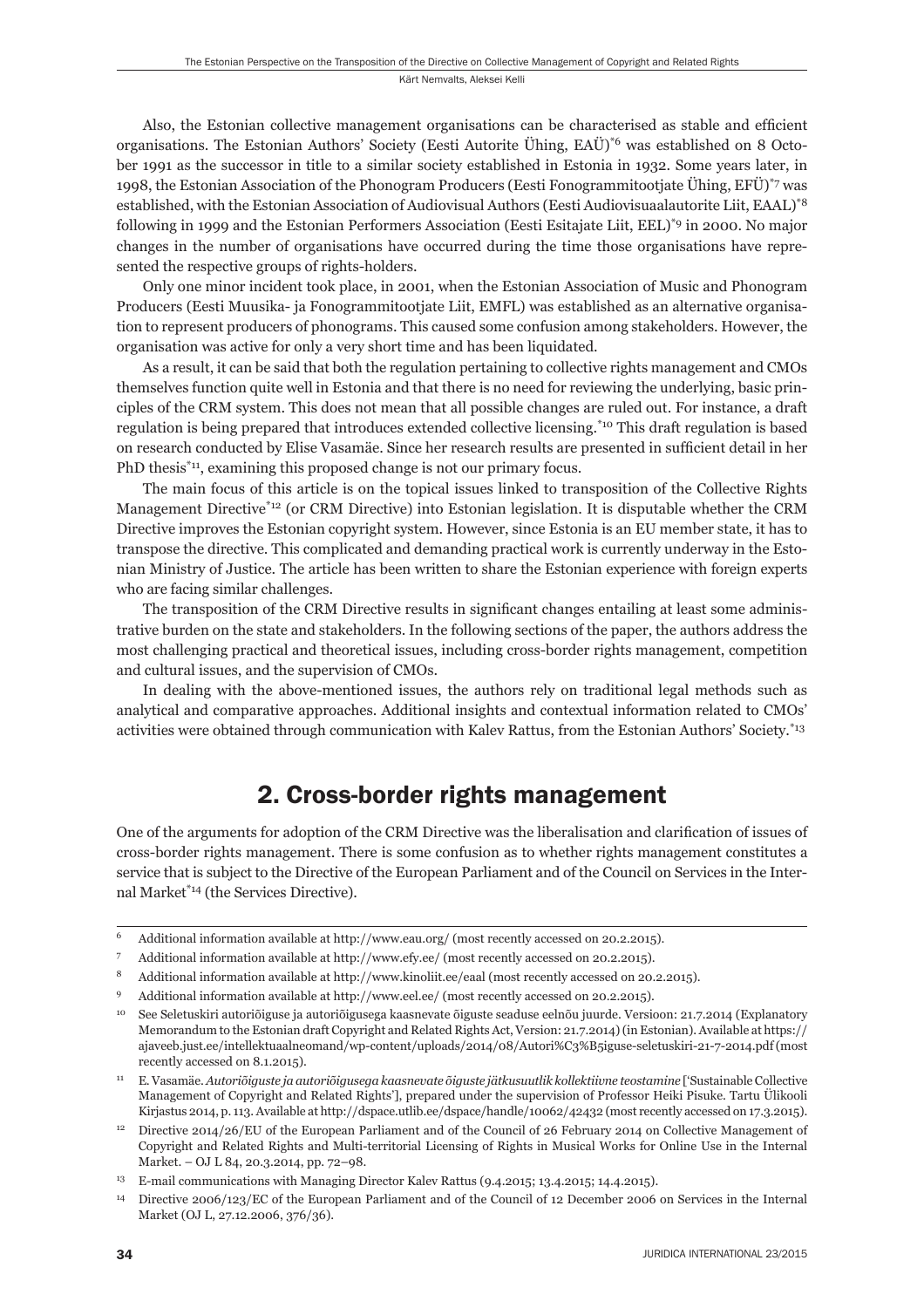Also, the Estonian collective management organisations can be characterised as stable and efficient organisations. The Estonian Authors' Society (Eesti Autorite Ühing, EAÜ)[*6] was established on 8 October 1991 as the successor in title to a similar society established in Estonia in 1932. Some years later, in 1998, the Estonian Association of the Phonogram Producers (Eesti Fonogrammitootjate Ühing, EFÜ)[*7] was established, with the Estonian Association of Audiovisual Authors (Eesti Audiovisuaalautorite Liit, EAAL)[*8] following in 1999 and the Estonian Performers Association (Eesti Esitajate Liit, EEL)[*9] in 2000. No major changes in the number of organisations have occurred during the time those organisations have represented the respective groups of rights-holders.

Only one minor incident took place, in 2001, when the Estonian Association of Music and Phonogram Producers (Eesti Muusika- ja Fonogrammitootjate Liit, EMFL) was established as an alternative organisation to represent producers of phonograms. This caused some confusion among stakeholders. However, the organisation was active for only a very short time and has been liquidated.

As a result, it can be said that both the regulation pertaining to collective rights management and CMOs themselves function quite well in Estonia and that there is no need for reviewing the underlying, basic principles of the CRM system. This does not mean that all possible changes are ruled out. For instance, a draft regulation is being prepared that introduces extended collective licensing.[*10] This draft regulation is based on research conducted by Elise Vasamäe. Since her research results are presented in sufficient detail in her PhD thesis[*11], examining this proposed change is not our primary focus.

The main focus of this article is on the topical issues linked to transposition of the Collective Rights Management Directive[*12] (or CRM Directive) into Estonian legislation. It is disputable whether the CRM Directive improves the Estonian copyright system. However, since Estonia is an EU member state, it has to transpose the directive. This complicated and demanding practical work is currently underway in the Estonian Ministry of Justice. The article has been written to share the Estonian experience with foreign experts who are facing similar challenges.

The transposition of the CRM Directive results in significant changes entailing at least some administrative burden on the state and stakeholders. In the following sections of the paper, the authors address the most challenging practical and theoretical issues, including cross-border rights management, competition and cultural issues, and the supervision of CMOs.

In dealing with the above-mentioned issues, the authors rely on traditional legal methods such as analytical and comparative approaches. Additional insights and contextual information related to CMOs' activities were obtained through communication with Kalev Rattus, from the Estonian Authors' Society.[*13]

## 2. Cross-border rights management

One of the arguments for adoption of the CRM Directive was the liberalisation and clarification of issues of cross-border rights management. There is some confusion as to whether rights management constitutes a service that is subject to the Directive of the European Parliament and of the Council on Services in the Internal Market[*14] (the Services Directive).

---

6 Additional information available at http://www.eau.org/ (most recently accessed on 20.2.2015).

7 Additional information available at http://www.efy.ee/ (most recently accessed on 20.2.2015).

8 Additional information available at http://www.kinoliit.ee/eaal (most recently accessed on 20.2.2015).

9 Additional information available at http://www.eel.ee/ (most recently accessed on 20.2.2015).

10 See Seletuskiri autoriõiguse ja autoriõigusega kaasnevate õiguste seaduse eelnõu juurde. Versioon: 21.7.2014 (Explanatory Memorandum to the Estonian draft Copyright and Related Rights Act, Version: 21.7.2014) (in Estonian). Available at https://ajaveeb.just.ee/intellektuaalneomand/wp-content/uploads/2014/08/Autori%C3%B5iguse-seletuskiri-21-7-2014.pdf (most recently accessed on 8.1.2015).

11 E. Vasamäe. *Autoriõiguste ja autoriõigusega kaasnevate õiguste jätkusuutlik kollektiivne teostamine* ['Sustainable Collective Management of Copyright and Related Rights'], prepared under the supervision of Professor Heiki Pisuke. Tartu Ülikooli Kirjastus 2014, p. 113. Available at http://dspace.utlib.ee/dspace/handle/10062/42432 (most recently accessed on 17.3.2015).

12 Directive 2014/26/EU of the European Parliament and of the Council of 26 February 2014 on Collective Management of Copyright and Related Rights and Multi-territorial Licensing of Rights in Musical Works for Online Use in the Internal Market. – OJ L 84, 20.3.2014, pp. 72–98.

13 E-mail communications with Managing Director Kalev Rattus (9.4.2015; 13.4.2015; 14.4.2015).

14 Directive 2006/123/EC of the European Parliament and of the Council of 12 December 2006 on Services in the Internal Market (OJ L, 27.12.2006, 376/36).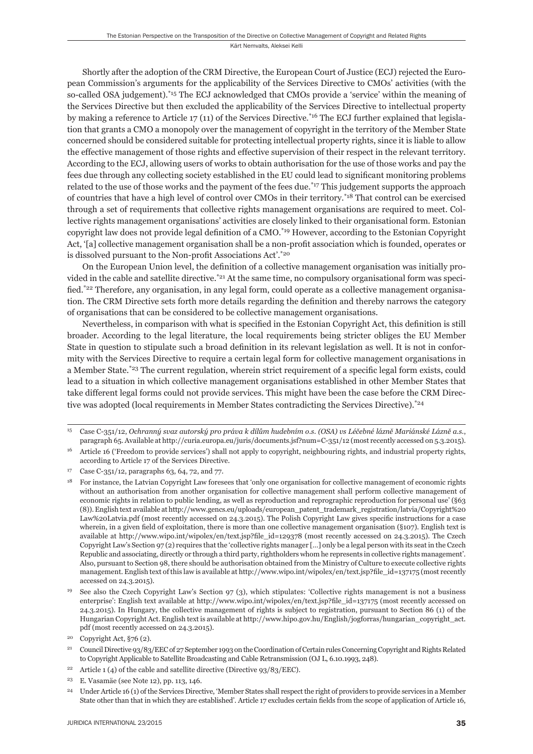Shortly after the adoption of the CRM Directive, the European Court of Justice (ECJ) rejected the European Commission's arguments for the applicability of the Services Directive to CMOs' activities (with the so-called OSA judgement).[*15] The ECJ acknowledged that CMOs provide a 'service' within the meaning of the Services Directive but then excluded the applicability of the Services Directive to intellectual property by making a reference to Article 17 (11) of the Services Directive.[*16] The ECJ further explained that legislation that grants a CMO a monopoly over the management of copyright in the territory of the Member State concerned should be considered suitable for protecting intellectual property rights, since it is liable to allow the effective management of those rights and effective supervision of their respect in the relevant territory. According to the ECJ, allowing users of works to obtain authorisation for the use of those works and pay the fees due through any collecting society established in the EU could lead to significant monitoring problems related to the use of those works and the payment of the fees due.[*17] This judgement supports the approach of countries that have a high level of control over CMOs in their territory.[*18] That control can be exercised through a set of requirements that collective rights management organisations are required to meet. Collective rights management organisations' activities are closely linked to their organisational form. Estonian copyright law does not provide legal definition of a CMO.[*19] However, according to the Estonian Copyright Act, '[a] collective management organisation shall be a non-profit association which is founded, operates or is dissolved pursuant to the Non-profit Associations Act'.[*20]

On the European Union level, the definition of a collective management organisation was initially provided in the cable and satellite directive.[*21] At the same time, no compulsory organisational form was specified.[*22] Therefore, any organisation, in any legal form, could operate as a collective management organisation. The CRM Directive sets forth more details regarding the definition and thereby narrows the category of organisations that can be considered to be collective management organisations.

Nevertheless, in comparison with what is specified in the Estonian Copyright Act, this definition is still broader. According to the legal literature, the local requirements being stricter obliges the EU Member State in question to stipulate such a broad definition in its relevant legislation as well. It is not in conformity with the Services Directive to require a certain legal form for collective management organisations in a Member State.[*23] The current regulation, wherein strict requirement of a specific legal form exists, could lead to a situation in which collective management organisations established in other Member States that take different legal forms could not provide services. This might have been the case before the CRM Directive was adopted (local requirements in Member States contradicting the Services Directive).[*24]

---

[15] Case C-351/12, *Ochranný svaz autorský pro práva k dílům hudebním o.s. (OSA) vs Léčebné lázně Mariánské Lázně a.s.*, paragraph 65. Available at http://curia.europa.eu/juris/documents.jsf?num=C-351/12 (most recently accessed on 5.3.2015).

[16] Article 16 ('Freedom to provide services') shall not apply to copyright, neighbouring rights, and industrial property rights, according to Article 17 of the Services Directive.

[17] Case C-351/12, paragraphs 63, 64, 72, and 77.

[18] For instance, the Latvian Copyright Law foresees that 'only one organisation for collective management of economic rights without an authorisation from another organisation for collective management shall perform collective management of economic rights in relation to public lending, as well as reproduction and reprographic reproduction for personal use' (§63 (8)). English text available at http://www.gencs.eu/uploads/european_patent_trademark_registration/latvia/Copyright%20 Law%20Latvia.pdf (most recently accessed on 24.3.2015). The Polish Copyright Law gives specific instructions for a case wherein, in a given field of exploitation, there is more than one collective management organisation (§107). English text is available at http://www.wipo.int/wipolex/en/text.jsp?file_id=129378 (most recently accessed on 24.3.2015). The Czech Copyright Law's Section 97 (2) requires that the 'collective rights manager […] only be a legal person with its seat in the Czech Republic and associating, directly or through a third party, rightholders whom he represents in collective rights management'. Also, pursuant to Section 98, there should be authorisation obtained from the Ministry of Culture to execute collective rights management. English text of this law is available at http://www.wipo.int/wipolex/en/text.jsp?file_id=137175 (most recently accessed on 24.3.2015).

[19] See also the Czech Copyright Law's Section 97 (3), which stipulates: 'Collective rights management is not a business enterprise': English text available at http://www.wipo.int/wipolex/en/text.jsp?file_id=137175 (most recently accessed on 24.3.2015). In Hungary, the collective management of rights is subject to registration, pursuant to Section 86 (1) of the Hungarian Copyright Act. English text is available at http://www.hipo.gov.hu/English/jogforras/hungarian_copyright_act.pdf (most recently accessed on 24.3.2015).

[20] Copyright Act, §76 (2).

[21] Council Directive 93/83/EEC of 27 September 1993 on the Coordination of Certain rules Concerning Copyright and Rights Related to Copyright Applicable to Satellite Broadcasting and Cable Retransmission (OJ L, 6.10.1993, 248).

[22] Article 1 (4) of the cable and satellite directive (Directive 93/83/EEC).

[23] E. Vasamäe (see Note 12), pp. 113, 146.

[24] Under Article 16 (1) of the Services Directive, 'Member States shall respect the right of providers to provide services in a Member State other than that in which they are established'. Article 17 excludes certain fields from the scope of application of Article 16,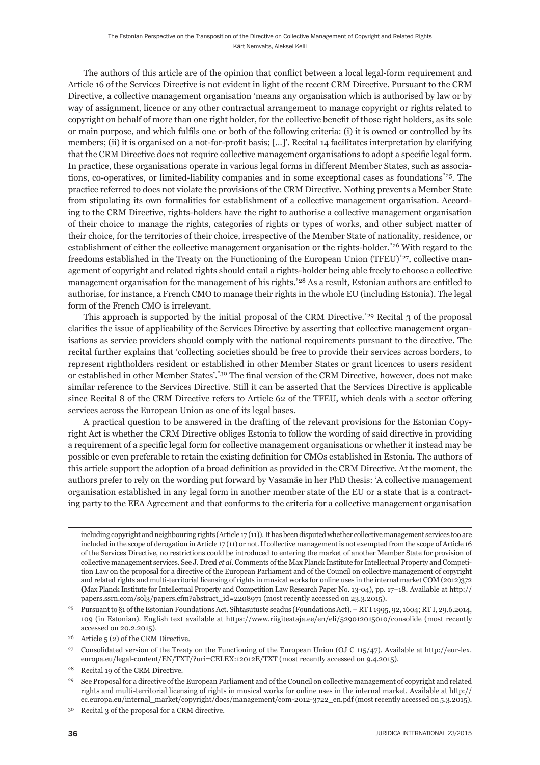The authors of this article are of the opinion that conflict between a local legal-form requirement and Article 16 of the Services Directive is not evident in light of the recent CRM Directive. Pursuant to the CRM Directive, a collective management organisation 'means any organisation which is authorised by law or by way of assignment, licence or any other contractual arrangement to manage copyright or rights related to copyright on behalf of more than one right holder, for the collective benefit of those right holders, as its sole or main purpose, and which fulfils one or both of the following criteria: (i) it is owned or controlled by its members; (ii) it is organised on a not-for-profit basis; […]'. Recital 14 facilitates interpretation by clarifying that the CRM Directive does not require collective management organisations to adopt a specific legal form. In practice, these organisations operate in various legal forms in different Member States, such as associations, co-operatives, or limited-liability companies and in some exceptional cases as foundations[*25]. The practice referred to does not violate the provisions of the CRM Directive. Nothing prevents a Member State from stipulating its own formalities for establishment of a collective management organisation. According to the CRM Directive, rights-holders have the right to authorise a collective management organisation of their choice to manage the rights, categories of rights or types of works, and other subject matter of their choice, for the territories of their choice, irrespective of the Member State of nationality, residence, or establishment of either the collective management organisation or the rights-holder.[*26] With regard to the freedoms established in the Treaty on the Functioning of the European Union (TFEU)[*27], collective management of copyright and related rights should entail a rights-holder being able freely to choose a collective management organisation for the management of his rights.[*28] As a result, Estonian authors are entitled to authorise, for instance, a French CMO to manage their rights in the whole EU (including Estonia). The legal form of the French CMO is irrelevant.

This approach is supported by the initial proposal of the CRM Directive.[*29] Recital 3 of the proposal clarifies the issue of applicability of the Services Directive by asserting that collective management organisations as service providers should comply with the national requirements pursuant to the directive. The recital further explains that 'collecting societies should be free to provide their services across borders, to represent rightholders resident or established in other Member States or grant licences to users resident or established in other Member States'.[*30] The final version of the CRM Directive, however, does not make similar reference to the Services Directive. Still it can be asserted that the Services Directive is applicable since Recital 8 of the CRM Directive refers to Article 62 of the TFEU, which deals with a sector offering services across the European Union as one of its legal bases.

A practical question to be answered in the drafting of the relevant provisions for the Estonian Copyright Act is whether the CRM Directive obliges Estonia to follow the wording of said directive in providing a requirement of a specific legal form for collective management organisations or whether it instead may be possible or even preferable to retain the existing definition for CMOs established in Estonia. The authors of this article support the adoption of a broad definition as provided in the CRM Directive. At the moment, the authors prefer to rely on the wording put forward by Vasamäe in her PhD thesis: 'A collective management organisation established in any legal form in another member state of the EU or a state that is a contracting party to the EEA Agreement and that conforms to the criteria for a collective management organisation

---

including copyright and neighbouring rights (Article 17 (11)). It has been disputed whether collective management services too are included in the scope of derogation in Article 17 (11) or not. If collective management is not exempted from the scope of Article 16 of the Services Directive, no restrictions could be introduced to entering the market of another Member State for provision of collective management services. See J. Drexl *et al*. Comments of the Max Planck Institute for Intellectual Property and Competition Law on the proposal for a directive of the European Parliament and of the Council on collective management of copyright and related rights and multi-territorial licensing of rights in musical works for online uses in the internal market COM (2012)372 (Max Planck Institute for Intellectual Property and Competition Law Research Paper No. 13-04), pp. 17–18. Available at http://papers.ssrn.com/sol3/papers.cfm?abstract_id=2208971 (most recently accessed on 23.3.2015).

25 Pursuant to §1 of the Estonian Foundations Act. Sihtasutuste seadus (Foundations Act). – RT I 1995, 92, 1604; RT I, 29.6.2014, 109 (in Estonian). English text available at https://www.riigiteataja.ee/en/eli/529012015010/consolide (most recently accessed on 20.2.2015).

26 Article 5 (2) of the CRM Directive.

27 Consolidated version of the Treaty on the Functioning of the European Union (OJ C 115/47). Available at http://eur-lex.europa.eu/legal-content/EN/TXT/?uri=CELEX:12012E/TXT (most recently accessed on 9.4.2015).

28 Recital 19 of the CRM Directive.

29 See Proposal for a directive of the European Parliament and of the Council on collective management of copyright and related rights and multi-territorial licensing of rights in musical works for online uses in the internal market. Available at http://ec.europa.eu/internal_market/copyright/docs/management/com-2012-3722_en.pdf (most recently accessed on 5.3.2015).

30 Recital 3 of the proposal for a CRM directive.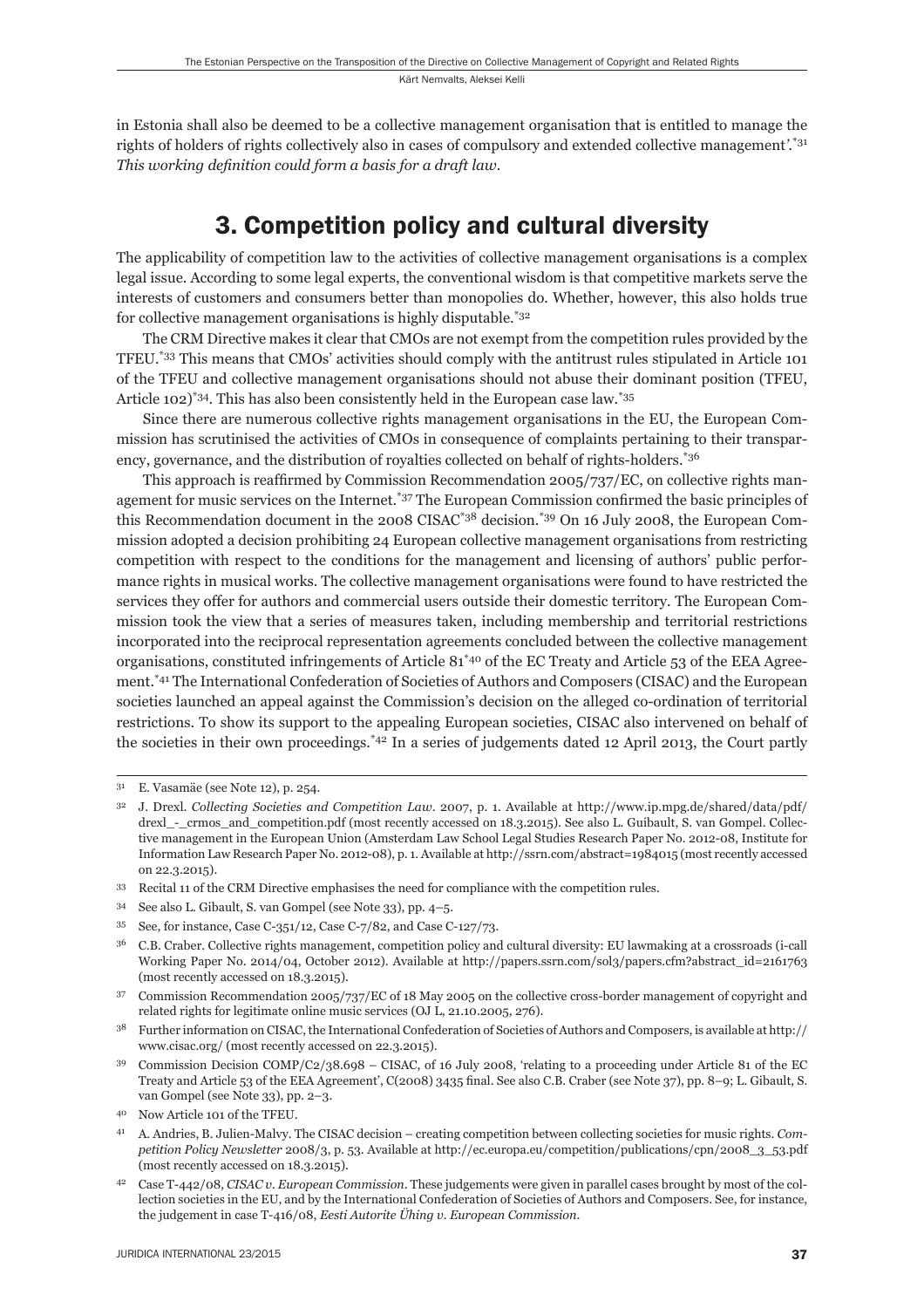in Estonia shall also be deemed to be a collective management organisation that is entitled to manage the rights of holders of rights collectively also in cases of compulsory and extended collective management'.[31] *This working definition could form a basis for a draft law.*

## 3. Competition policy and cultural diversity

The applicability of competition law to the activities of collective management organisations is a complex legal issue. According to some legal experts, the conventional wisdom is that competitive markets serve the interests of customers and consumers better than monopolies do. Whether, however, this also holds true for collective management organisations is highly disputable.[32]

The CRM Directive makes it clear that CMOs are not exempt from the competition rules provided by the TFEU.[33] This means that CMOs' activities should comply with the antitrust rules stipulated in Article 101 of the TFEU and collective management organisations should not abuse their dominant position (TFEU, Article 102)[34]. This has also been consistently held in the European case law.[35]

Since there are numerous collective rights management organisations in the EU, the European Commission has scrutinised the activities of CMOs in consequence of complaints pertaining to their transparency, governance, and the distribution of royalties collected on behalf of rights-holders.[36]

This approach is reaffirmed by Commission Recommendation 2005/737/EC, on collective rights management for music services on the Internet.[37] The European Commission confirmed the basic principles of this Recommendation document in the 2008 CISAC[38] decision.[39] On 16 July 2008, the European Commission adopted a decision prohibiting 24 European collective management organisations from restricting competition with respect to the conditions for the management and licensing of authors' public performance rights in musical works. The collective management organisations were found to have restricted the services they offer for authors and commercial users outside their domestic territory. The European Commission took the view that a series of measures taken, including membership and territorial restrictions incorporated into the reciprocal representation agreements concluded between the collective management organisations, constituted infringements of Article 81[40] of the EC Treaty and Article 53 of the EEA Agreement.[41] The International Confederation of Societies of Authors and Composers (CISAC) and the European societies launched an appeal against the Commission's decision on the alleged co-ordination of territorial restrictions. To show its support to the appealing European societies, CISAC also intervened on behalf of the societies in their own proceedings.[42] In a series of judgements dated 12 April 2013, the Court partly

---

[31] E. Vasamäe (see Note 12), p. 254.

[32] J. Drexl. *Collecting Societies and Competition Law*. 2007, p. 1. Available at http://www.ip.mpg.de/shared/data/pdf/drexl_-_crmos_and_competition.pdf (most recently accessed on 18.3.2015). See also L. Guibault, S. van Gompel. Collective management in the European Union (Amsterdam Law School Legal Studies Research Paper No. 2012-08, Institute for Information Law Research Paper No. 2012-08), p. 1. Available at http://ssrn.com/abstract=1984015 (most recently accessed on 22.3.2015).

[33] Recital 11 of the CRM Directive emphasises the need for compliance with the competition rules.

[34] See also L. Gibault, S. van Gompel (see Note 33), pp. 4–5.

[35] See, for instance, Case C-351/12, Case C-7/82, and Case C-127/73.

[36] C.B. Craber. Collective rights management, competition policy and cultural diversity: EU lawmaking at a crossroads (i-call Working Paper No. 2014/04, October 2012). Available at http://papers.ssrn.com/sol3/papers.cfm?abstract_id=2161763 (most recently accessed on 18.3.2015).

[37] Commission Recommendation 2005/737/EC of 18 May 2005 on the collective cross-border management of copyright and related rights for legitimate online music services (OJ L, 21.10.2005, 276).

[38] Further information on CISAC, the International Confederation of Societies of Authors and Composers, is available at http://www.cisac.org/ (most recently accessed on 22.3.2015).

[39] Commission Decision COMP/C2/38.698 – CISAC, of 16 July 2008, 'relating to a proceeding under Article 81 of the EC Treaty and Article 53 of the EEA Agreement', C(2008) 3435 final. See also C.B. Craber (see Note 37), pp. 8–9; L. Gibault, S. van Gompel (see Note 33), pp. 2–3.

[40] Now Article 101 of the TFEU.

[41] A. Andries, B. Julien-Malvy. The CISAC decision – creating competition between collecting societies for music rights. *Competition Policy Newsletter* 2008/3, p. 53. Available at http://ec.europa.eu/competition/publications/cpn/2008_3_53.pdf (most recently accessed on 18.3.2015).

[42] Case T-442/08, *CISAC v. European Commission*. These judgements were given in parallel cases brought by most of the collection societies in the EU, and by the International Confederation of Societies of Authors and Composers. See, for instance, the judgement in case T-416/08, *Eesti Autorite Ühing v. European Commission*.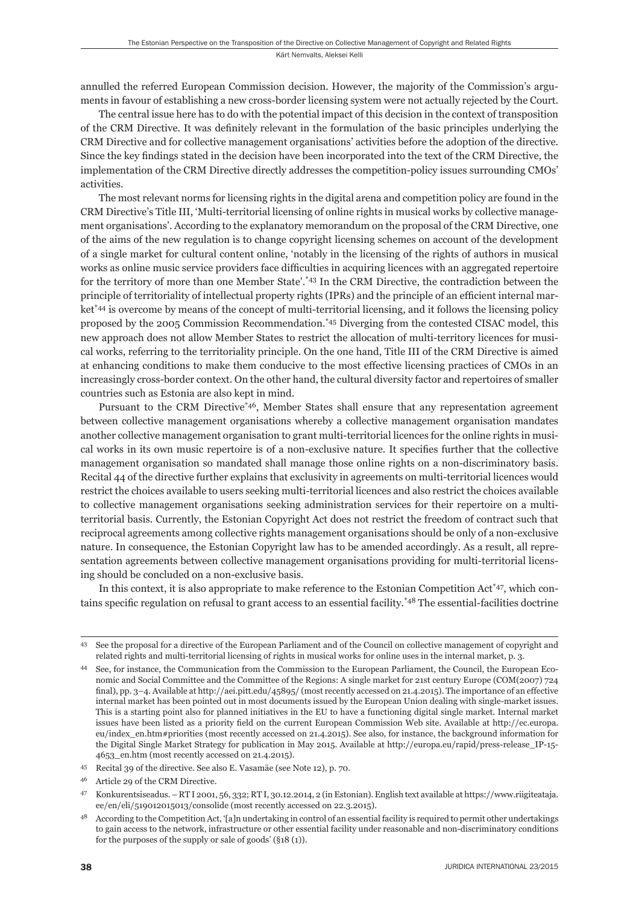annulled the referred European Commission decision. However, the majority of the Commission's arguments in favour of establishing a new cross-border licensing system were not actually rejected by the Court.

The central issue here has to do with the potential impact of this decision in the context of transposition of the CRM Directive. It was definitely relevant in the formulation of the basic principles underlying the CRM Directive and for collective management organisations' activities before the adoption of the directive. Since the key findings stated in the decision have been incorporated into the text of the CRM Directive, the implementation of the CRM Directive directly addresses the competition-policy issues surrounding CMOs' activities.

The most relevant norms for licensing rights in the digital arena and competition policy are found in the CRM Directive's Title III, 'Multi-territorial licensing of online rights in musical works by collective management organisations'. According to the explanatory memorandum on the proposal of the CRM Directive, one of the aims of the new regulation is to change copyright licensing schemes on account of the development of a single market for cultural content online, 'notably in the licensing of the rights of authors in musical works as online music service providers face difficulties in acquiring licences with an aggregated repertoire for the territory of more than one Member State'.[*43] In the CRM Directive, the contradiction between the principle of territoriality of intellectual property rights (IPRs) and the principle of an efficient internal market[*44] is overcome by means of the concept of multi-territorial licensing, and it follows the licensing policy proposed by the 2005 Commission Recommendation.[*45] Diverging from the contested CISAC model, this new approach does not allow Member States to restrict the allocation of multi-territory licences for musical works, referring to the territoriality principle. On the one hand, Title III of the CRM Directive is aimed at enhancing conditions to make them conducive to the most effective licensing practices of CMOs in an increasingly cross-border context. On the other hand, the cultural diversity factor and repertoires of smaller countries such as Estonia are also kept in mind.

Pursuant to the CRM Directive[*46], Member States shall ensure that any representation agreement between collective management organisations whereby a collective management organisation mandates another collective management organisation to grant multi-territorial licences for the online rights in musical works in its own music repertoire is of a non-exclusive nature. It specifies further that the collective management organisation so mandated shall manage those online rights on a non-discriminatory basis. Recital 44 of the directive further explains that exclusivity in agreements on multi-territorial licences would restrict the choices available to users seeking multi-territorial licences and also restrict the choices available to collective management organisations seeking administration services for their repertoire on a multi-territorial basis. Currently, the Estonian Copyright Act does not restrict the freedom of contract such that reciprocal agreements among collective rights management organisations should be only of a non-exclusive nature. In consequence, the Estonian Copyright law has to be amended accordingly. As a result, all representation agreements between collective management organisations providing for multi-territorial licensing should be concluded on a non-exclusive basis.

In this context, it is also appropriate to make reference to the Estonian Competition Act[*47], which contains specific regulation on refusal to grant access to an essential facility.[*48] The essential-facilities doctrine

---

43 See the proposal for a directive of the European Parliament and of the Council on collective management of copyright and related rights and multi-territorial licensing of rights in musical works for online uses in the internal market, p. 3.

44 See, for instance, the Communication from the Commission to the European Parliament, the Council, the European Economic and Social Committee and the Committee of the Regions: A single market for 21st century Europe (COM(2007) 724 final), pp. 3–4. Available at http://aei.pitt.edu/45895/ (most recently accessed on 21.4.2015). The importance of an effective internal market has been pointed out in most documents issued by the European Union dealing with single-market issues. This is a starting point also for planned initiatives in the EU to have a functioning digital single market. Internal market issues have been listed as a priority field on the current European Commission Web site. Available at http://ec.europa.eu/index_en.htm#priorities (most recently accessed on 21.4.2015). See also, for instance, the background information for the Digital Single Market Strategy for publication in May 2015. Available at http://europa.eu/rapid/press-release_IP-15-4653_en.htm (most recently accessed on 21.4.2015).

45 Recital 39 of the directive. See also E. Vasamäe (see Note 12), p. 70.

46 Article 29 of the CRM Directive.

47 Konkurentsiseadus. – RT I 2001, 56, 332; RT I, 30.12.2014, 2 (in Estonian). English text available at https://www.riigiteataja.ee/en/eli/519012015013/consolide (most recently accessed on 22.3.2015).

48 According to the Competition Act, '[a]n undertaking in control of an essential facility is required to permit other undertakings to gain access to the network, infrastructure or other essential facility under reasonable and non-discriminatory conditions for the purposes of the supply or sale of goods' (§18 (1)).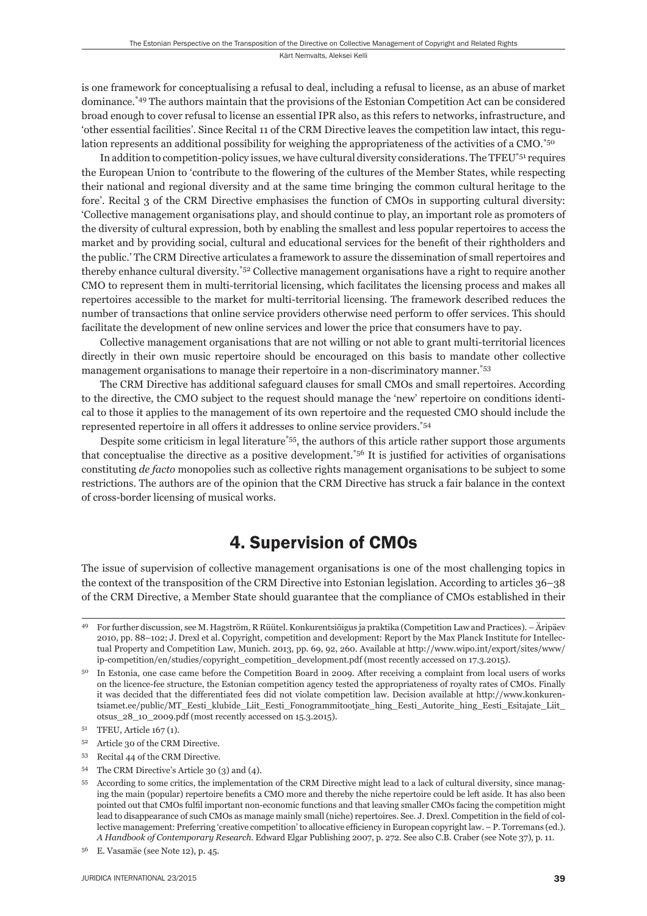is one framework for conceptualising a refusal to deal, including a refusal to license, as an abuse of market dominance.[*49] The authors maintain that the provisions of the Estonian Competition Act can be considered broad enough to cover refusal to license an essential IPR also, as this refers to networks, infrastructure, and 'other essential facilities'. Since Recital 11 of the CRM Directive leaves the competition law intact, this regulation represents an additional possibility for weighing the appropriateness of the activities of a CMO.[*50]

In addition to competition-policy issues, we have cultural diversity considerations. The TFEU[*51] requires the European Union to 'contribute to the flowering of the cultures of the Member States, while respecting their national and regional diversity and at the same time bringing the common cultural heritage to the fore'. Recital 3 of the CRM Directive emphasises the function of CMOs in supporting cultural diversity: 'Collective management organisations play, and should continue to play, an important role as promoters of the diversity of cultural expression, both by enabling the smallest and less popular repertoires to access the market and by providing social, cultural and educational services for the benefit of their rightholders and the public.' The CRM Directive articulates a framework to assure the dissemination of small repertoires and thereby enhance cultural diversity.[*52] Collective management organisations have a right to require another CMO to represent them in multi-territorial licensing, which facilitates the licensing process and makes all repertoires accessible to the market for multi-territorial licensing. The framework described reduces the number of transactions that online service providers otherwise need perform to offer services. This should facilitate the development of new online services and lower the price that consumers have to pay.

Collective management organisations that are not willing or not able to grant multi-territorial licences directly in their own music repertoire should be encouraged on this basis to mandate other collective management organisations to manage their repertoire in a non-discriminatory manner.[*53]

The CRM Directive has additional safeguard clauses for small CMOs and small repertoires. According to the directive, the CMO subject to the request should manage the 'new' repertoire on conditions identical to those it applies to the management of its own repertoire and the requested CMO should include the represented repertoire in all offers it addresses to online service providers.[*54]

Despite some criticism in legal literature[*55], the authors of this article rather support those arguments that conceptualise the directive as a positive development.[*56] It is justified for activities of organisations constituting *de facto* monopolies such as collective rights management organisations to be subject to some restrictions. The authors are of the opinion that the CRM Directive has struck a fair balance in the context of cross-border licensing of musical works.

## 4. Supervision of CMOs

The issue of supervision of collective management organisations is one of the most challenging topics in the context of the transposition of the CRM Directive into Estonian legislation. According to articles 36–38 of the CRM Directive, a Member State should guarantee that the compliance of CMOs established in their

---

[49] For further discussion, see M. Hagström, R Rüütel. Konkurentsiõigus ja praktika (Competition Law and Practices). – Äripäev 2010, pp. 88–102; J. Drexl et al. Copyright, competition and development: Report by the Max Planck Institute for Intellectual Property and Competition Law, Munich. 2013, pp. 69, 92, 260. Available at http://www.wipo.int/export/sites/www/ip-competition/en/studies/copyright_competition_development.pdf (most recently accessed on 17.3.2015).

[50] In Estonia, one case came before the Competition Board in 2009. After receiving a complaint from local users of works on the licence-fee structure, the Estonian competition agency tested the appropriateness of royalty rates of CMOs. Finally it was decided that the differentiated fees did not violate competition law. Decision available at http://www.konkurentsiamet.ee/public/MT_Eesti_klubide_Liit_Eesti_Fonogrammitootjate_hing_Eesti_Autorite_hing_Eesti_Esitajate_Liit_otsus_28_10_2009.pdf (most recently accessed on 15.3.2015).

[51] TFEU, Article 167 (1).

[52] Article 30 of the CRM Directive.

[53] Recital 44 of the CRM Directive.

[54] The CRM Directive's Article 30 (3) and (4).

[55] According to some critics, the implementation of the CRM Directive might lead to a lack of cultural diversity, since managing the main (popular) repertoire benefits a CMO more and thereby the niche repertoire could be left aside. It has also been pointed out that CMOs fulfil important non-economic functions and that leaving smaller CMOs facing the competition might lead to disappearance of such CMOs as manage mainly small (niche) repertoires. See. J. Drexl. Competition in the field of collective management: Preferring 'creative competition' to allocative efficiency in European copyright law. – P. Torremans (ed.). *A Handbook of Contemporary Research*. Edward Elgar Publishing 2007, p. 272. See also C.B. Craber (see Note 37), p. 11.

[56] E. Vasamäe (see Note 12), p. 45.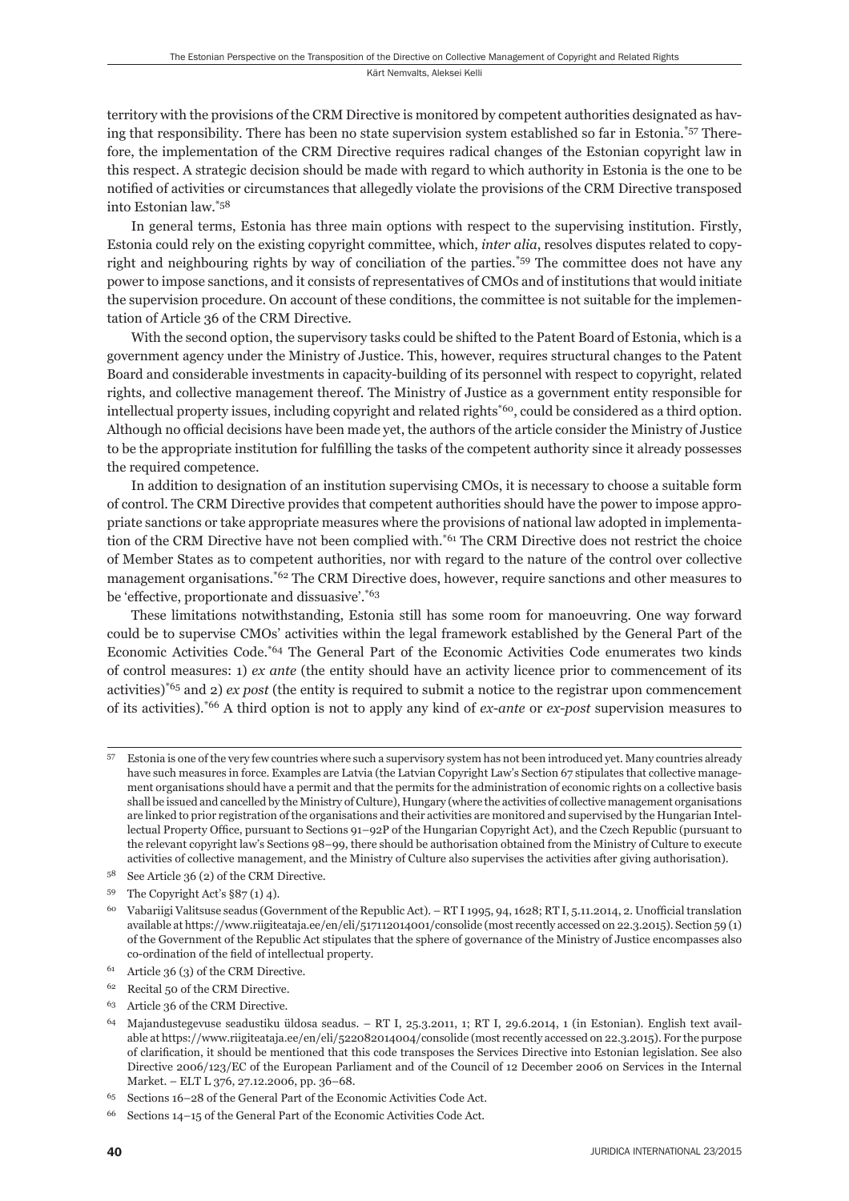territory with the provisions of the CRM Directive is monitored by competent authorities designated as having that responsibility. There has been no state supervision system established so far in Estonia.[57] Therefore, the implementation of the CRM Directive requires radical changes of the Estonian copyright law in this respect. A strategic decision should be made with regard to which authority in Estonia is the one to be notified of activities or circumstances that allegedly violate the provisions of the CRM Directive transposed into Estonian law.[58]

In general terms, Estonia has three main options with respect to the supervising institution. Firstly, Estonia could rely on the existing copyright committee, which, *inter alia*, resolves disputes related to copyright and neighbouring rights by way of conciliation of the parties.[59] The committee does not have any power to impose sanctions, and it consists of representatives of CMOs and of institutions that would initiate the supervision procedure. On account of these conditions, the committee is not suitable for the implementation of Article 36 of the CRM Directive.

With the second option, the supervisory tasks could be shifted to the Patent Board of Estonia, which is a government agency under the Ministry of Justice. This, however, requires structural changes to the Patent Board and considerable investments in capacity-building of its personnel with respect to copyright, related rights, and collective management thereof. The Ministry of Justice as a government entity responsible for intellectual property issues, including copyright and related rights[60], could be considered as a third option. Although no official decisions have been made yet, the authors of the article consider the Ministry of Justice to be the appropriate institution for fulfilling the tasks of the competent authority since it already possesses the required competence.

In addition to designation of an institution supervising CMOs, it is necessary to choose a suitable form of control. The CRM Directive provides that competent authorities should have the power to impose appropriate sanctions or take appropriate measures where the provisions of national law adopted in implementation of the CRM Directive have not been complied with.[61] The CRM Directive does not restrict the choice of Member States as to competent authorities, nor with regard to the nature of the control over collective management organisations.[62] The CRM Directive does, however, require sanctions and other measures to be 'effective, proportionate and dissuasive'.[63]

These limitations notwithstanding, Estonia still has some room for manoeuvring. One way forward could be to supervise CMOs' activities within the legal framework established by the General Part of the Economic Activities Code.[64] The General Part of the Economic Activities Code enumerates two kinds of control measures: 1) *ex ante* (the entity should have an activity licence prior to commencement of its activities)[65] and 2) *ex post* (the entity is required to submit a notice to the registrar upon commencement of its activities).[66] A third option is not to apply any kind of *ex-ante* or *ex-post* supervision measures to

---

[57] Estonia is one of the very few countries where such a supervisory system has not been introduced yet. Many countries already have such measures in force. Examples are Latvia (the Latvian Copyright Law's Section 67 stipulates that collective management organisations should have a permit and that the permits for the administration of economic rights on a collective basis shall be issued and cancelled by the Ministry of Culture), Hungary (where the activities of collective management organisations are linked to prior registration of the organisations and their activities are monitored and supervised by the Hungarian Intellectual Property Office, pursuant to Sections 91–92P of the Hungarian Copyright Act), and the Czech Republic (pursuant to the relevant copyright law's Sections 98–99, there should be authorisation obtained from the Ministry of Culture to execute activities of collective management, and the Ministry of Culture also supervises the activities after giving authorisation).

[58] See Article 36 (2) of the CRM Directive.

[59] The Copyright Act's §87 (1) 4).

[60] Vabariigi Valitsuse seadus (Government of the Republic Act). – RT I 1995, 94, 1628; RT I, 5.11.2014, 2. Unofficial translation available at https://www.riigiteataja.ee/en/eli/517112014001/consolide (most recently accessed on 22.3.2015). Section 59 (1) of the Government of the Republic Act stipulates that the sphere of governance of the Ministry of Justice encompasses also co-ordination of the field of intellectual property.

[61] Article 36 (3) of the CRM Directive.

[62] Recital 50 of the CRM Directive.

[63] Article 36 of the CRM Directive.

[64] Majandustegevuse seadustiku üldosa seadus. – RT I, 25.3.2011, 1; RT I, 29.6.2014, 1 (in Estonian). English text available at https://www.riigiteataja.ee/en/eli/522082014004/consolide (most recently accessed on 22.3.2015). For the purpose of clarification, it should be mentioned that this code transposes the Services Directive into Estonian legislation. See also Directive 2006/123/EC of the European Parliament and of the Council of 12 December 2006 on Services in the Internal Market. – ELT L 376, 27.12.2006, pp. 36–68.

[65] Sections 16–28 of the General Part of the Economic Activities Code Act.

[66] Sections 14–15 of the General Part of the Economic Activities Code Act.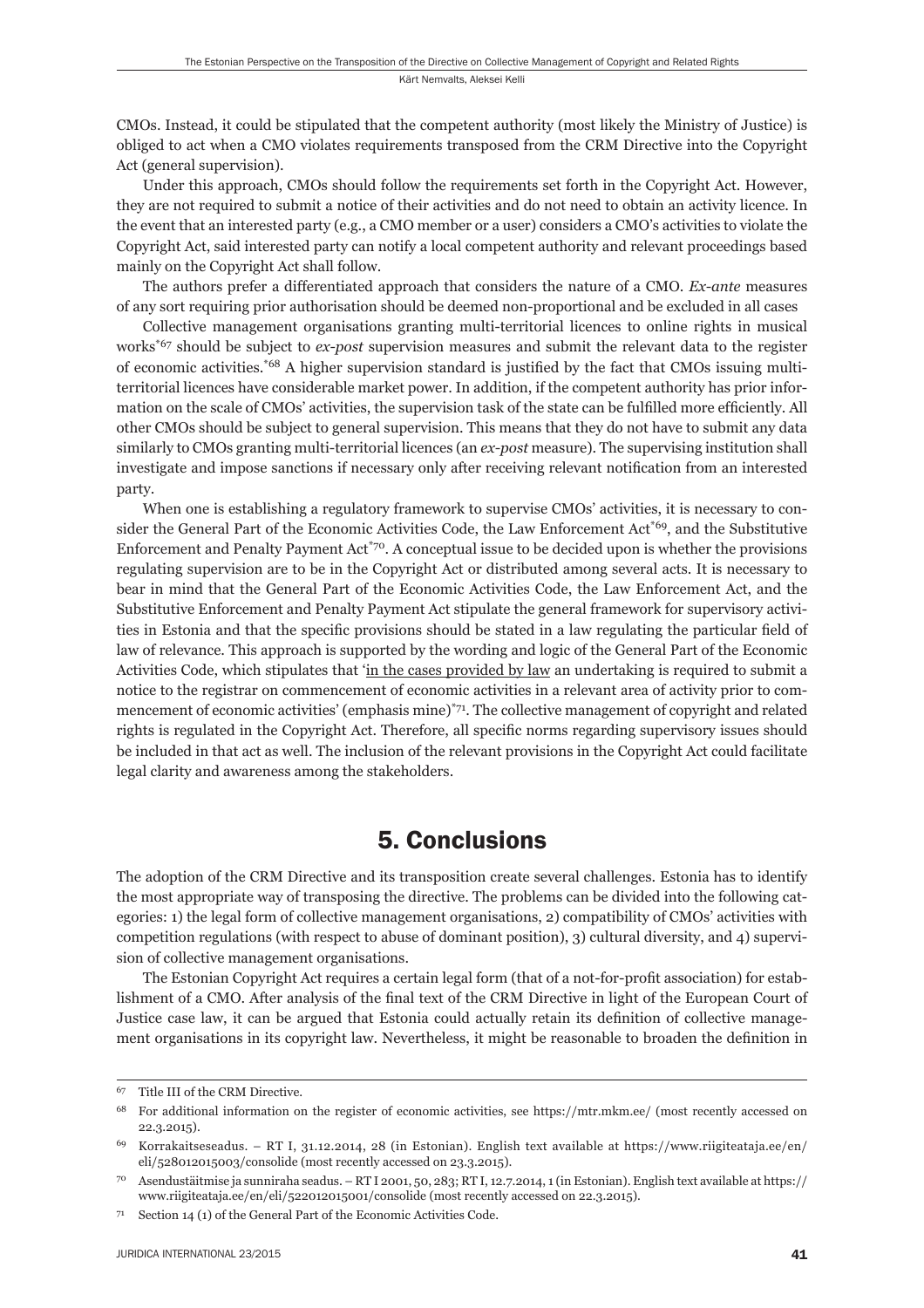CMOs. Instead, it could be stipulated that the competent authority (most likely the Ministry of Justice) is obliged to act when a CMO violates requirements transposed from the CRM Directive into the Copyright Act (general supervision).

Under this approach, CMOs should follow the requirements set forth in the Copyright Act. However, they are not required to submit a notice of their activities and do not need to obtain an activity licence. In the event that an interested party (e.g., a CMO member or a user) considers a CMO's activities to violate the Copyright Act, said interested party can notify a local competent authority and relevant proceedings based mainly on the Copyright Act shall follow.

The authors prefer a differentiated approach that considers the nature of a CMO. *Ex-ante* measures of any sort requiring prior authorisation should be deemed non-proportional and be excluded in all cases

Collective management organisations granting multi-territorial licences to online rights in musical works[*67] should be subject to *ex-post* supervision measures and submit the relevant data to the register of economic activities.[*68] A higher supervision standard is justified by the fact that CMOs issuing multi-territorial licences have considerable market power. In addition, if the competent authority has prior information on the scale of CMOs' activities, the supervision task of the state can be fulfilled more efficiently. All other CMOs should be subject to general supervision. This means that they do not have to submit any data similarly to CMOs granting multi-territorial licences (an *ex-post* measure). The supervising institution shall investigate and impose sanctions if necessary only after receiving relevant notification from an interested party.

When one is establishing a regulatory framework to supervise CMOs' activities, it is necessary to consider the General Part of the Economic Activities Code, the Law Enforcement Act[*69], and the Substitutive Enforcement and Penalty Payment Act[*70]. A conceptual issue to be decided upon is whether the provisions regulating supervision are to be in the Copyright Act or distributed among several acts. It is necessary to bear in mind that the General Part of the Economic Activities Code, the Law Enforcement Act, and the Substitutive Enforcement and Penalty Payment Act stipulate the general framework for supervisory activities in Estonia and that the specific provisions should be stated in a law regulating the particular field of law of relevance. This approach is supported by the wording and logic of the General Part of the Economic Activities Code, which stipulates that '<u>in the cases provided by law</u> an undertaking is required to submit a notice to the registrar on commencement of economic activities in a relevant area of activity prior to commencement of economic activities' (emphasis mine)[*71]. The collective management of copyright and related rights is regulated in the Copyright Act. Therefore, all specific norms regarding supervisory issues should be included in that act as well. The inclusion of the relevant provisions in the Copyright Act could facilitate legal clarity and awareness among the stakeholders.

## 5. Conclusions

The adoption of the CRM Directive and its transposition create several challenges. Estonia has to identify the most appropriate way of transposing the directive. The problems can be divided into the following categories: 1) the legal form of collective management organisations, 2) compatibility of CMOs' activities with competition regulations (with respect to abuse of dominant position), 3) cultural diversity, and 4) supervision of collective management organisations.

The Estonian Copyright Act requires a certain legal form (that of a not-for-profit association) for establishment of a CMO. After analysis of the final text of the CRM Directive in light of the European Court of Justice case law, it can be argued that Estonia could actually retain its definition of collective management organisations in its copyright law. Nevertheless, it might be reasonable to broaden the definition in

---

67 Title III of the CRM Directive.

68 For additional information on the register of economic activities, see https://mtr.mkm.ee/ (most recently accessed on 22.3.2015).

69 Korrakaitseseadus. – RT I, 31.12.2014, 28 (in Estonian). English text available at https://www.riigiteataja.ee/en/eli/528012015003/consolide (most recently accessed on 23.3.2015).

70 Asendustäitmise ja sunniraha seadus. – RT I 2001, 50, 283; RT I, 12.7.2014, 1 (in Estonian). English text available at https://www.riigiteataja.ee/en/eli/522012015001/consolide (most recently accessed on 22.3.2015).

71 Section 14 (1) of the General Part of the Economic Activities Code.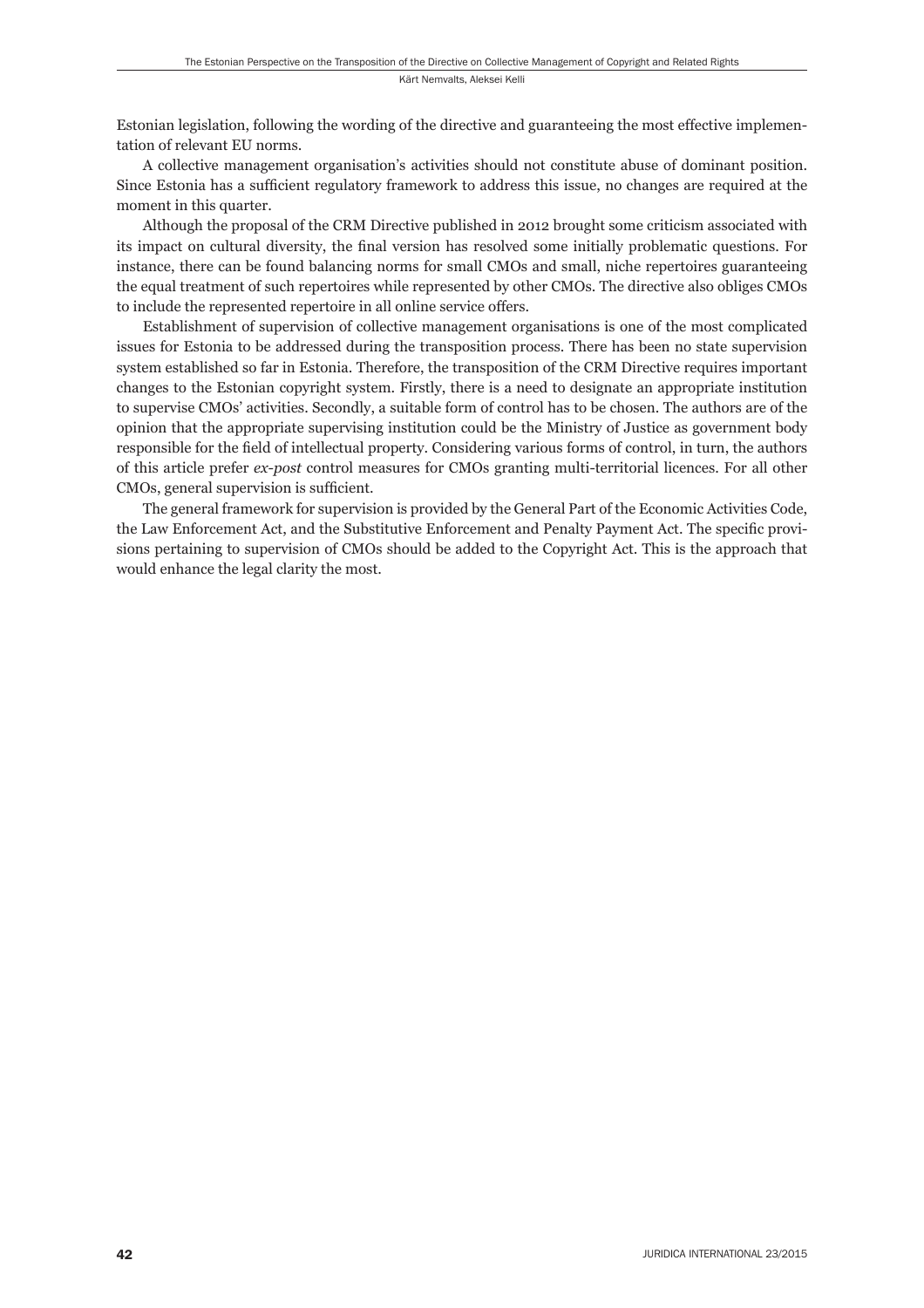Estonian legislation, following the wording of the directive and guaranteeing the most effective implementation of relevant EU norms.

A collective management organisation's activities should not constitute abuse of dominant position. Since Estonia has a sufficient regulatory framework to address this issue, no changes are required at the moment in this quarter.

Although the proposal of the CRM Directive published in 2012 brought some criticism associated with its impact on cultural diversity, the final version has resolved some initially problematic questions. For instance, there can be found balancing norms for small CMOs and small, niche repertoires guaranteeing the equal treatment of such repertoires while represented by other CMOs. The directive also obliges CMOs to include the represented repertoire in all online service offers.

Establishment of supervision of collective management organisations is one of the most complicated issues for Estonia to be addressed during the transposition process. There has been no state supervision system established so far in Estonia. Therefore, the transposition of the CRM Directive requires important changes to the Estonian copyright system. Firstly, there is a need to designate an appropriate institution to supervise CMOs' activities. Secondly, a suitable form of control has to be chosen. The authors are of the opinion that the appropriate supervising institution could be the Ministry of Justice as government body responsible for the field of intellectual property. Considering various forms of control, in turn, the authors of this article prefer *ex-post* control measures for CMOs granting multi-territorial licences. For all other CMOs, general supervision is sufficient.

The general framework for supervision is provided by the General Part of the Economic Activities Code, the Law Enforcement Act, and the Substitutive Enforcement and Penalty Payment Act. The specific provisions pertaining to supervision of CMOs should be added to the Copyright Act. This is the approach that would enhance the legal clarity the most.